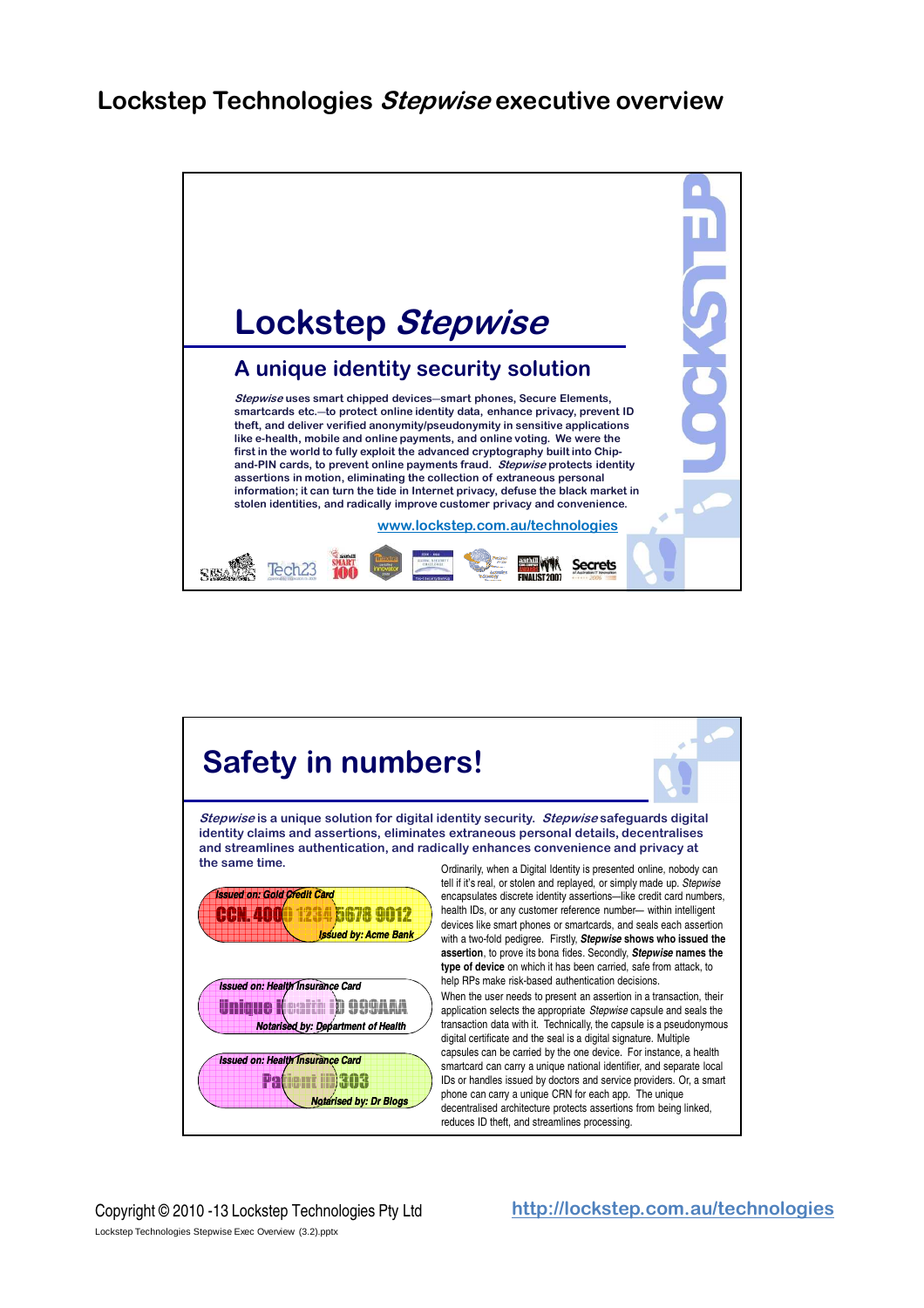# Lockstep Technologies *Stepwise* executive overview

## Lockstep *Stepwise*

### A unique identity security solution

***Stepwise*** **uses smart chipped devices—smart phones, Secure Elements, smartcards etc.—to protect online identity data, enhance privacy, prevent ID theft, and deliver verified anonymity/pseudonymity in sensitive applications like e-health, mobile and online payments, and online voting. We were the first in the world to fully exploit the advanced cryptography built into Chip-and-PIN cards, to prevent online payments fraud. *Stepwise* protects identity assertions in motion, eliminating the collection of extraneous personal information; it can turn the tide in Internet privacy, defuse the black market in stolen identities, and radically improve customer privacy and convenience.**

www.lockstep.com.au/technologies

## Safety in numbers!

***Stepwise*** **is a unique solution for digital identity security. *Stepwise* safeguards digital identity claims and assertions, eliminates extraneous personal details, decentralises and streamlines authentication, and radically enhances convenience and privacy at the same time.**

Issued on: Gold Credit Card
CCN. 4000 1234 5678 9012
Issued by: Acme Bank

Issued on: Health Insurance Card
Unique Health ID 999AAA
Notarised by: Department of Health

Issued on: Health Insurance Card
Patient ID 303
Notarised by: Dr Blogs

Ordinarily, when a Digital Identity is presented online, nobody can tell if it's real, or stolen and replayed, or simply made up. *Stepwise* encapsulates discrete identity assertions—like credit card numbers, health IDs, or any customer reference number— within intelligent devices like smart phones or smartcards, and seals each assertion with a two-fold pedigree. Firstly, ***Stepwise*** **shows who issued the assertion**, to prove its bona fides. Secondly, ***Stepwise*** **names the type of device** on which it has been carried, safe from attack, to help RPs make risk-based authentication decisions.

When the user needs to present an assertion in a transaction, their application selects the appropriate *Stepwise* capsule and seals the transaction data with it. Technically, the capsule is a pseudonymous digital certificate and the seal is a digital signature. Multiple capsules can be carried by the one device. For instance, a health smartcard can carry a unique national identifier, and separate local IDs or handles issued by doctors and service providers. Or, a smart phone can carry a unique CRN for each app. The unique decentralised architecture protects assertions from being linked, reduces ID theft, and streamlines processing.

Copyright © 2010 -13 Lockstep Technologies Pty Ltd

http://lockstep.com.au/technologies

Lockstep Technologies Stepwise Exec Overview (3.2).pptx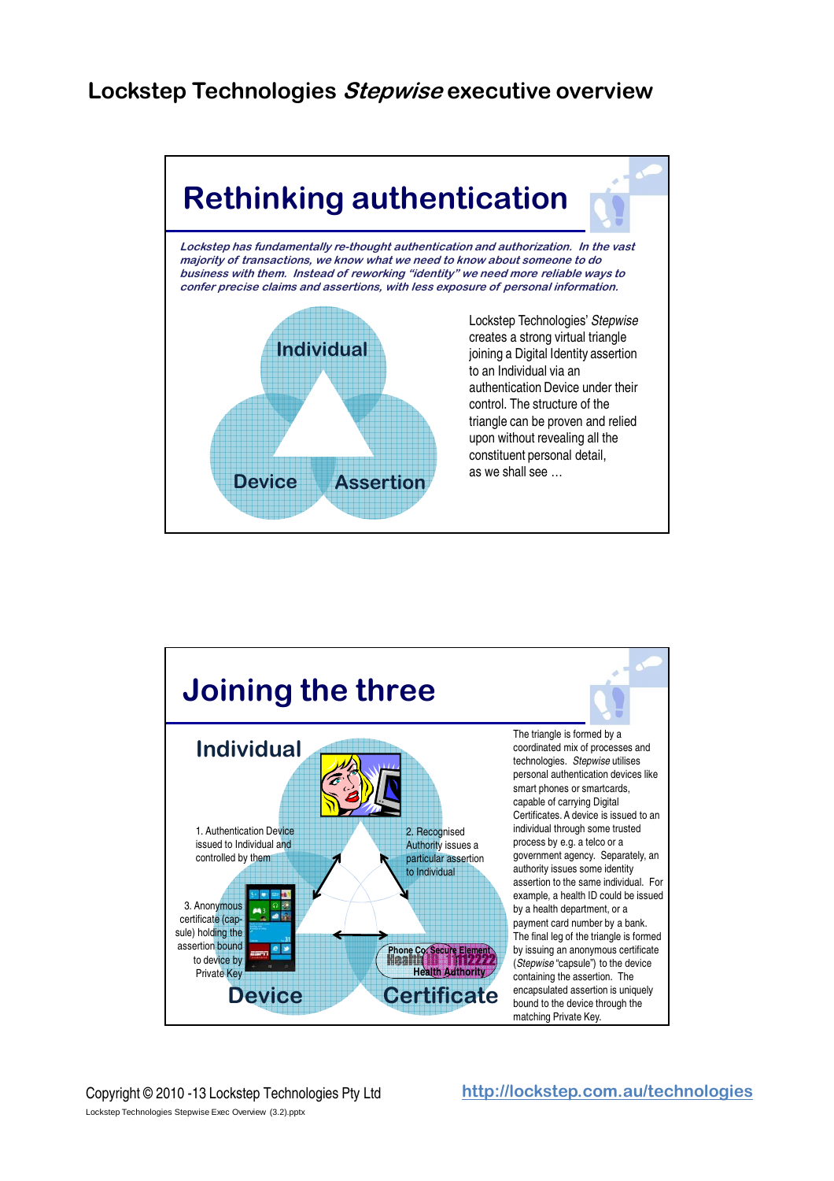# Lockstep Technologies *Stepwise* executive overview

## Rethinking authentication

***Lockstep has fundamentally re-thought authentication and authorization. In the vast majority of transactions, we know what we need to know about someone to do business with them. Instead of reworking "identity" we need more reliable ways to confer precise claims and assertions, with less exposure of personal information.***

Individual

Device

Assertion

Lockstep Technologies' *Stepwise* creates a strong virtual triangle joining a Digital Identity assertion to an Individual via an authentication Device under their control. The structure of the triangle can be proven and relied upon without revealing all the constituent personal detail, as we shall see …

## Joining the three

Individual

1. Authentication Device issued to Individual and controlled by them

2. Recognised Authority issues a particular assertion to Individual

3. Anonymous certificate (capsule) holding the assertion bound to device by Private Key

Device

Certificate

The triangle is formed by a coordinated mix of processes and technologies. *Stepwise* utilises personal authentication devices like smart phones or smartcards, capable of carrying Digital Certificates. A device is issued to an individual through some trusted process by e.g. a telco or a government agency. Separately, an authority issues some identity assertion to the same individual. For example, a health ID could be issued by a health department, or a payment card number by a bank. The final leg of the triangle is formed by issuing an anonymous certificate (*Stepwise* "capsule") to the device containing the assertion. The encapsulated assertion is uniquely bound to the device through the matching Private Key.

Copyright © 2010 -13 Lockstep Technologies Pty Ltd

http://lockstep.com.au/technologies

Lockstep Technologies Stepwise Exec Overview (3.2).pptx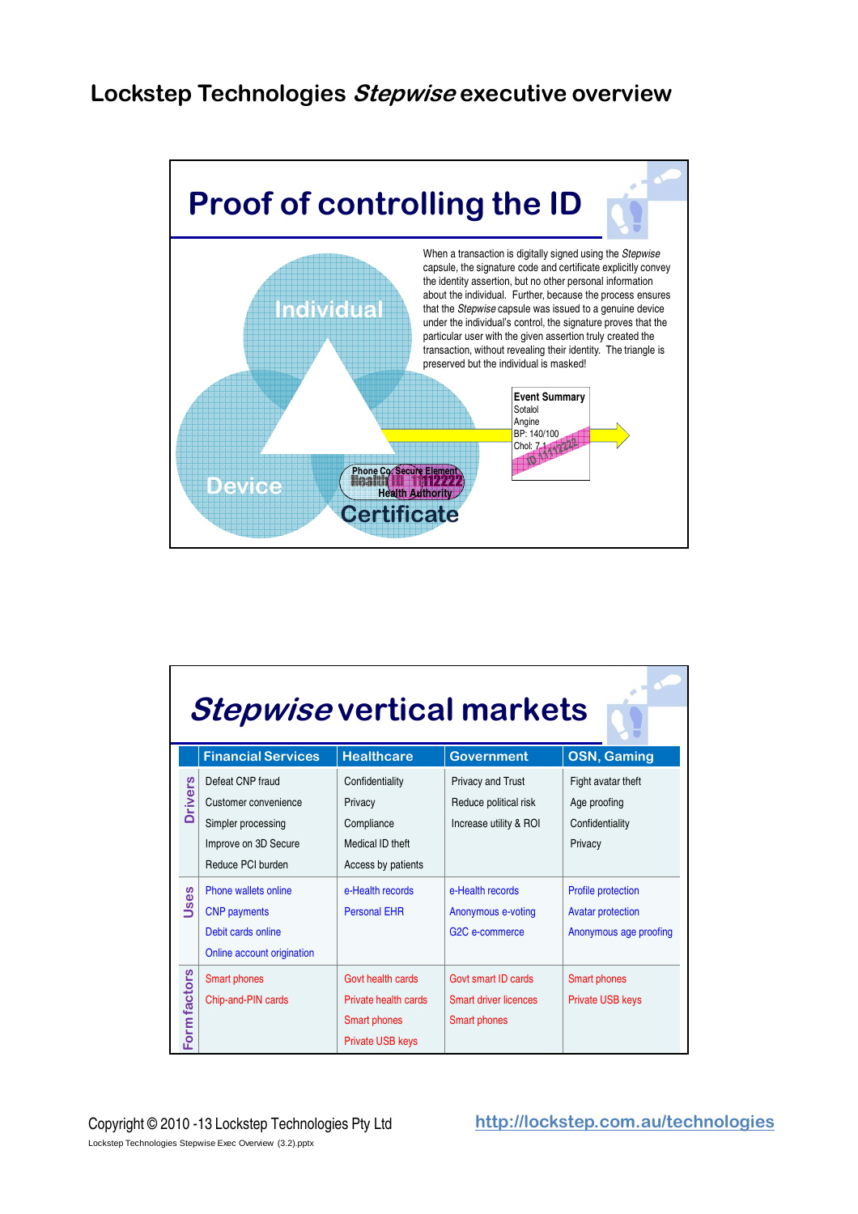# Lockstep Technologies *Stepwise* executive overview

## Proof of controlling the ID

Individual

Device

Certificate

Phone Co. Secure Element

Health ID 1112222

Health Authority

When a transaction is digitally signed using the *Stepwise* capsule, the signature code and certificate explicitly convey the identity assertion, but no other personal information about the individual. Further, because the process ensures that the *Stepwise* capsule was issued to a genuine device under the individual's control, the signature proves that the particular user with the given assertion truly created the transaction, without revealing their identity. The triangle is preserved but the individual is masked!

**Event Summary**
Sotalol
Angine
BP: 140/100
Chol: 7.1
ID 1112222

## *Stepwise* vertical markets

| | Financial Services | Healthcare | Government | OSN, Gaming |
|---|---|---|---|---|
| Drivers | Defeat CNP fraud<br>Customer convenience<br>Simpler processing<br>Improve on 3D Secure<br>Reduce PCI burden | Confidentiality<br>Privacy<br>Compliance<br>Medical ID theft<br>Access by patients | Privacy and Trust<br>Reduce political risk<br>Increase utility & ROI | Fight avatar theft<br>Age proofing<br>Confidentiality<br>Privacy |
| Uses | Phone wallets online<br>CNP payments<br>Debit cards online<br>Online account origination | e-Health records<br>Personal EHR | e-Health records<br>Anonymous e-voting<br>G2C e-commerce | Profile protection<br>Avatar protection<br>Anonymous age proofing |
| Form factors | Smart phones<br>Chip-and-PIN cards | Govt health cards<br>Private health cards<br>Smart phones<br>Private USB keys | Govt smart ID cards<br>Smart driver licences<br>Smart phones | Smart phones<br>Private USB keys |

Copyright © 2010 -13 Lockstep Technologies Pty Ltd

Lockstep Technologies Stepwise Exec Overview (3.2).pptx

http://lockstep.com.au/technologies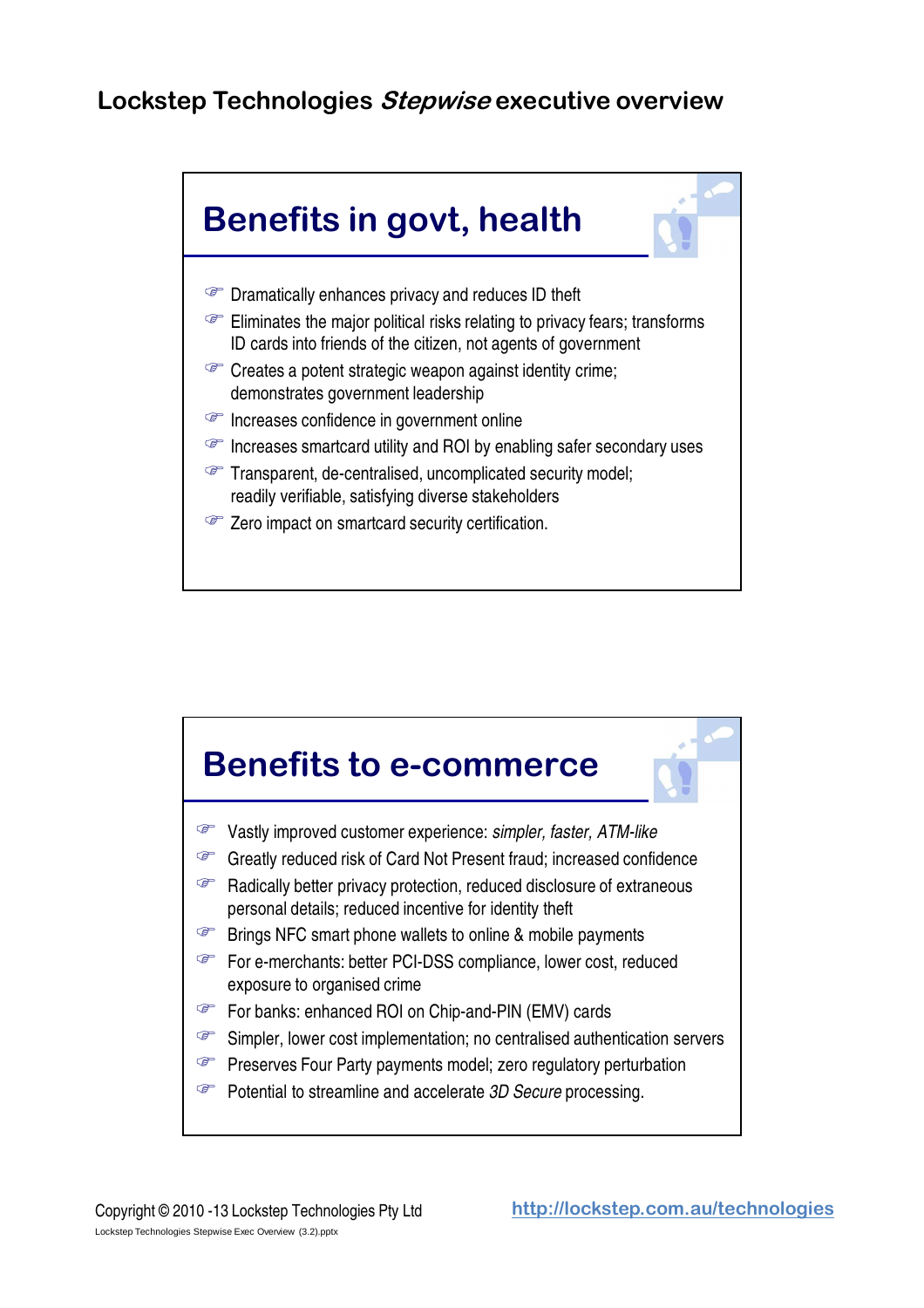# Benefits in govt, health

- Dramatically enhances privacy and reduces ID theft
- Eliminates the major political risks relating to privacy fears; transforms ID cards into friends of the citizen, not agents of government
- Creates a potent strategic weapon against identity crime; demonstrates government leadership
- Increases confidence in government online
- Increases smartcard utility and ROI by enabling safer secondary uses
- Transparent, de-centralised, uncomplicated security model; readily verifiable, satisfying diverse stakeholders
- Zero impact on smartcard security certification.

# Benefits to e-commerce

- Vastly improved customer experience: *simpler, faster, ATM-like*
- Greatly reduced risk of Card Not Present fraud; increased confidence
- Radically better privacy protection, reduced disclosure of extraneous personal details; reduced incentive for identity theft
- Brings NFC smart phone wallets to online & mobile payments
- For e-merchants: better PCI-DSS compliance, lower cost, reduced exposure to organised crime
- For banks: enhanced ROI on Chip-and-PIN (EMV) cards
- Simpler, lower cost implementation; no centralised authentication servers
- Preserves Four Party payments model; zero regulatory perturbation
- Potential to streamline and accelerate *3D Secure* processing.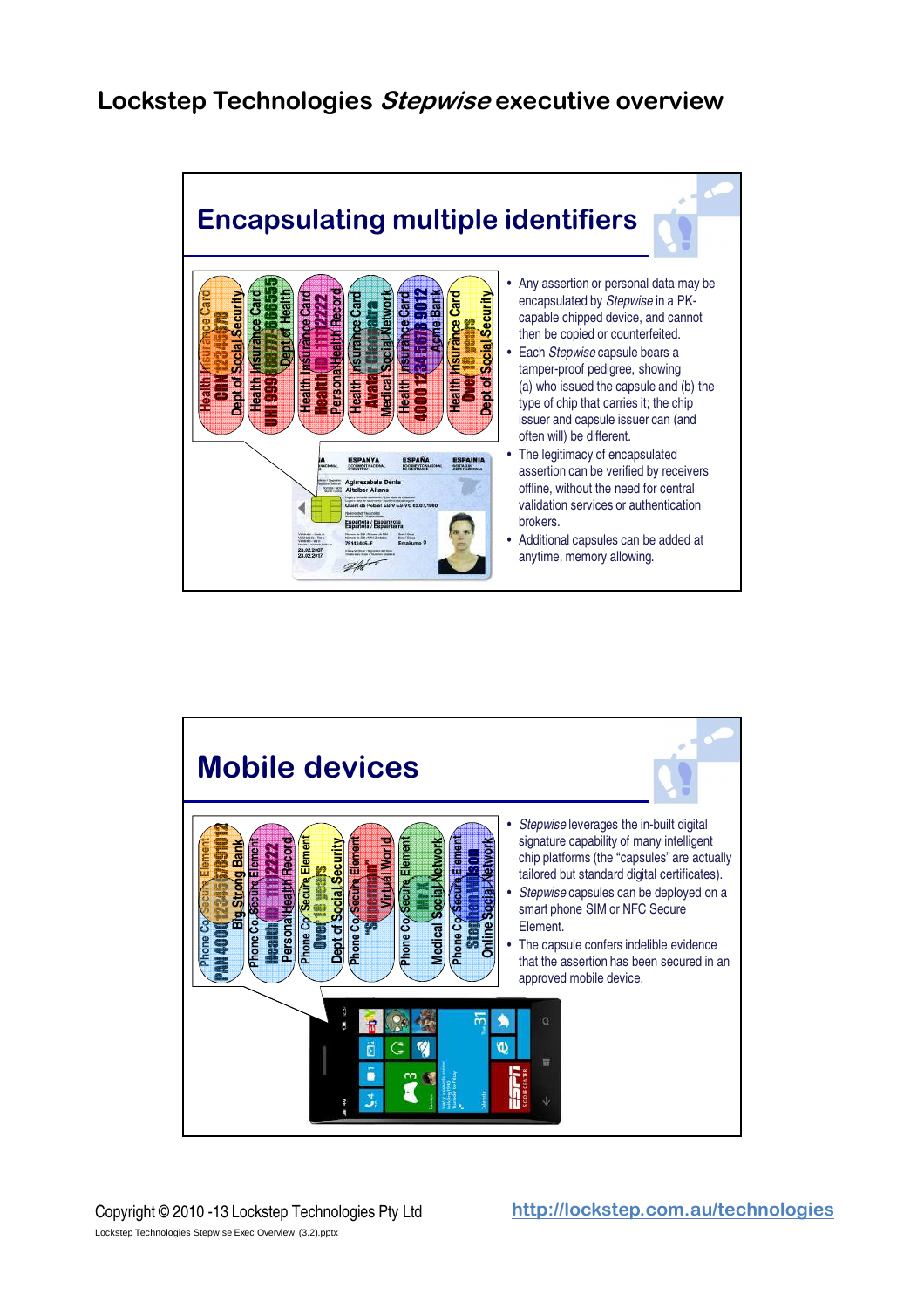# Lockstep Technologies *Stepwise* executive overview

## Encapsulating multiple identifiers

- Any assertion or personal data may be encapsulated by *Stepwise* in a PK-capable chipped device, and cannot then be copied or counterfeited.
- Each *Stepwise* capsule bears a tamper-proof pedigree, showing (a) who issued the capsule and (b) the type of chip that carries it; the chip issuer and capsule issuer can (and often will) be different.
- The legitimacy of encapsulated assertion can be verified by receivers offline, without the need for central validation services or authentication brokers.
- Additional capsules can be added at anytime, memory allowing.

## Mobile devices

- *Stepwise* leverages the in-built digital signature capability of many intelligent chip platforms (the "capsules" are actually tailored but standard digital certificates).
- *Stepwise* capsules can be deployed on a smart phone SIM or NFC Secure Element.
- The capsule confers indelible evidence that the assertion has been secured in an approved mobile device.

Copyright © 2010 -13 Lockstep Technologies Pty Ltd

http://lockstep.com.au/technologies

Lockstep Technologies Stepwise Exec Overview (3.2).pptx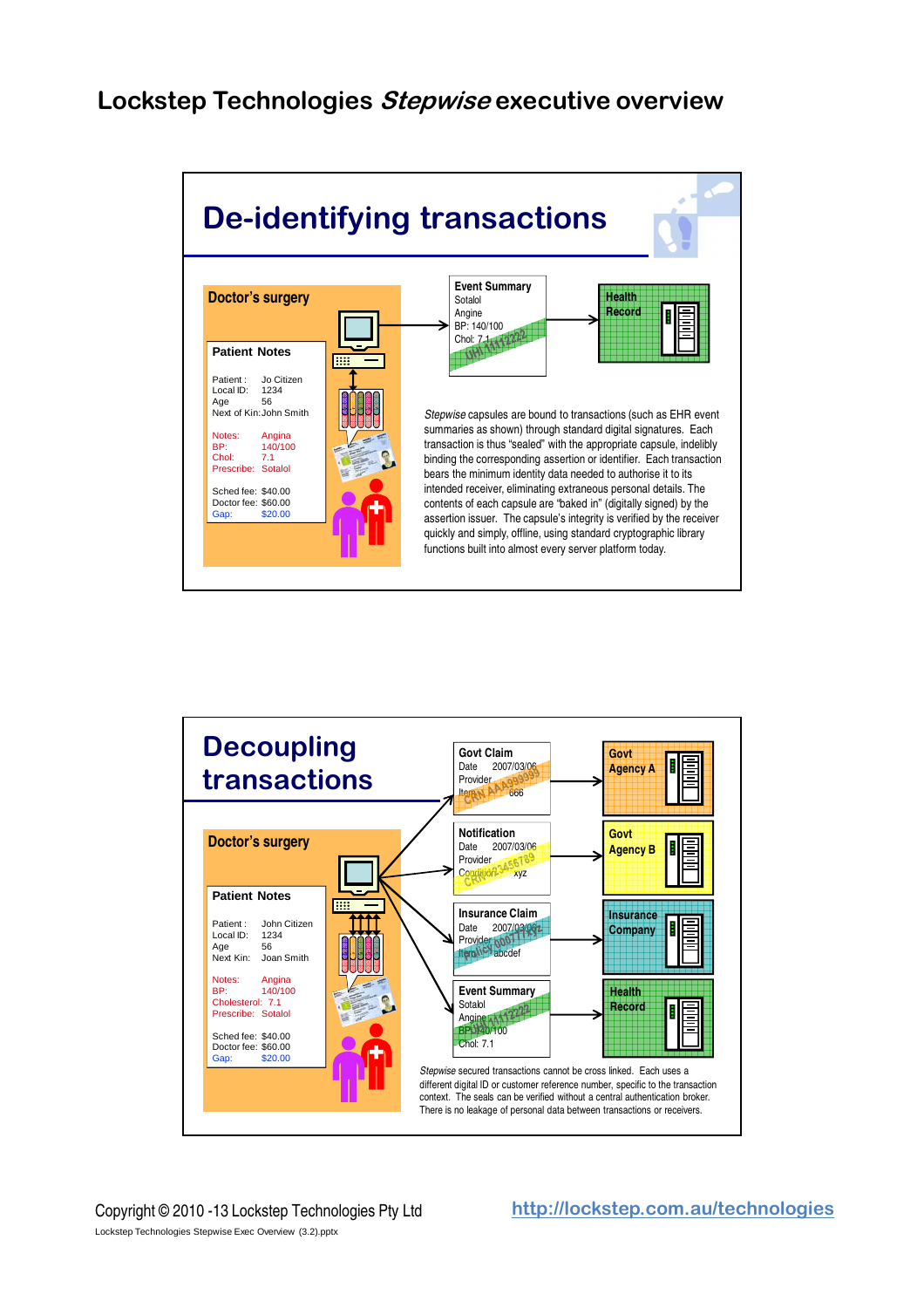# Lockstep Technologies *Stepwise* executive overview

## De-identifying transactions

**Doctor's surgery**

**Patient Notes**

Patient : Jo Citizen
Local ID: 1234
Age 56
Next of Kin: John Smith

Notes: Angina
BP: 140/100
Chol: 7.1
Prescribe: Sotalol

Sched fee: $40.00
Doctor fee: $60.00
Gap: $20.00

**Event Summary**
Sotalol
Angine
BP: 140/100
Chol: 7.1
UHI 1111222

**Health Record**

*Stepwise* capsules are bound to transactions (such as EHR event summaries as shown) through standard digital signatures. Each transaction is thus "sealed" with the appropriate capsule, indelibly binding the corresponding assertion or identifier. Each transaction bears the minimum identity data needed to authorise it to its intended receiver, eliminating extraneous personal details. The contents of each capsule are "baked in" (digitally signed) by the assertion issuer. The capsule's integrity is verified by the receiver quickly and simply, offline, using standard cryptographic library functions built into almost every server platform today.

## Decoupling transactions

**Doctor's surgery**

**Patient Notes**

Patient : John Citizen
Local ID: 1234
Age 56
Next Kin: Joan Smith

Notes: Angina
BP: 140/100
Cholesterol: 7.1
Prescribe: Sotalol

Sched fee: $40.00
Doctor fee: $60.00
Gap: $20.00

**Govt Claim**
Date 2007/03/06
Provider
Item 666
CRN AAA999999

**Govt Agency A**

**Notification**
Date 2007/03/06
Provider
Condition xyz
CRN 123456789

**Govt Agency B**

**Insurance Claim**
Date 2007/03/06
Provider
Item abcdef
Policy 0007777xyz

**Insurance Company**

**Event Summary**
Sotalol
Angine
BP: 140/100
Chol: 7.1
UHI 1111222

**Health Record**

*Stepwise* secured transactions cannot be cross linked. Each uses a different digital ID or customer reference number, specific to the transaction context. The seals can be verified without a central authentication broker. There is no leakage of personal data between transactions or receivers.

Copyright © 2010 -13 Lockstep Technologies Pty Ltd

http://lockstep.com.au/technologies

Lockstep Technologies Stepwise Exec Overview (3.2).pptx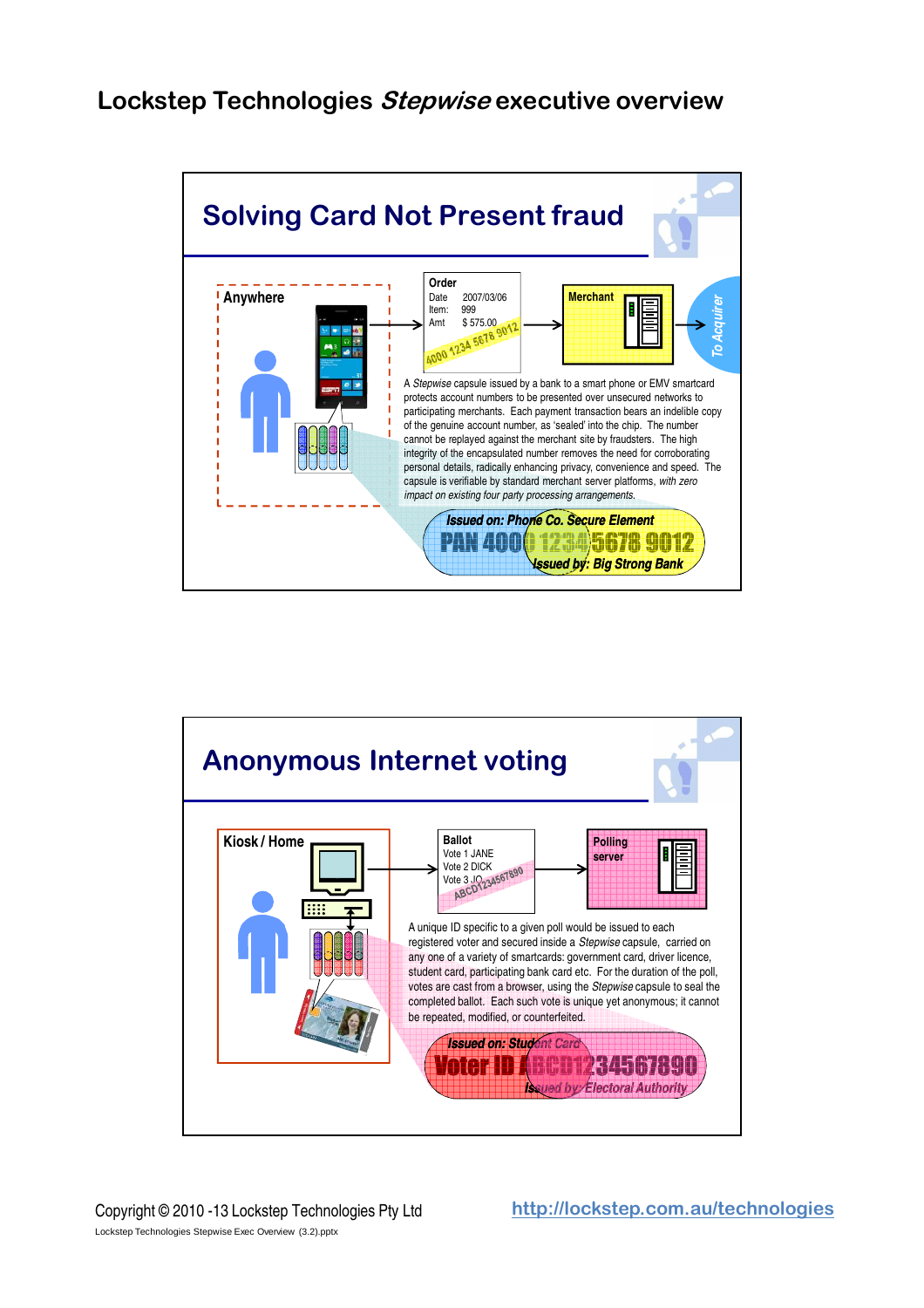# Lockstep Technologies *Stepwise* executive overview

## Solving Card Not Present fraud

Anywhere

Order
Date 2007/03/06
Item: 999
Amt $ 575.00
4000 1234 5678 9012

Merchant

To Acquirer

A *Stepwise* capsule issued by a bank to a smart phone or EMV smartcard protects account numbers to be presented over unsecured networks to participating merchants. Each payment transaction bears an indelible copy of the genuine account number, as 'sealed' into the chip. The number cannot be replayed against the merchant site by fraudsters. The high integrity of the encapsulated number removes the need for corroborating personal details, radically enhancing privacy, convenience and speed. The capsule is verifiable by standard merchant server platforms, *with zero impact on existing four party processing arrangements.*

Issued on: Phone Co. Secure Element
PAN 4000 1234 5678 9012
Issued by: Big Strong Bank

## Anonymous Internet voting

Kiosk / Home

Ballot
Vote 1 JANE
Vote 2 DICK
Vote 3 JO
ABCD1234567890

Polling server

A unique ID specific to a given poll would be issued to each registered voter and secured inside a *Stepwise* capsule, carried on any one of a variety of smartcards: government card, driver licence, student card, participating bank card etc. For the duration of the poll, votes are cast from a browser, using the *Stepwise* capsule to seal the completed ballot. Each such vote is unique yet anonymous; it cannot be repeated, modified, or counterfeited.

Issued on: Student Card
Voter ID ABCD1234567890
Issued by: Electoral Authority

Copyright © 2010 -13 Lockstep Technologies Pty Ltd

http://lockstep.com.au/technologies

Lockstep Technologies Stepwise Exec Overview (3.2).pptx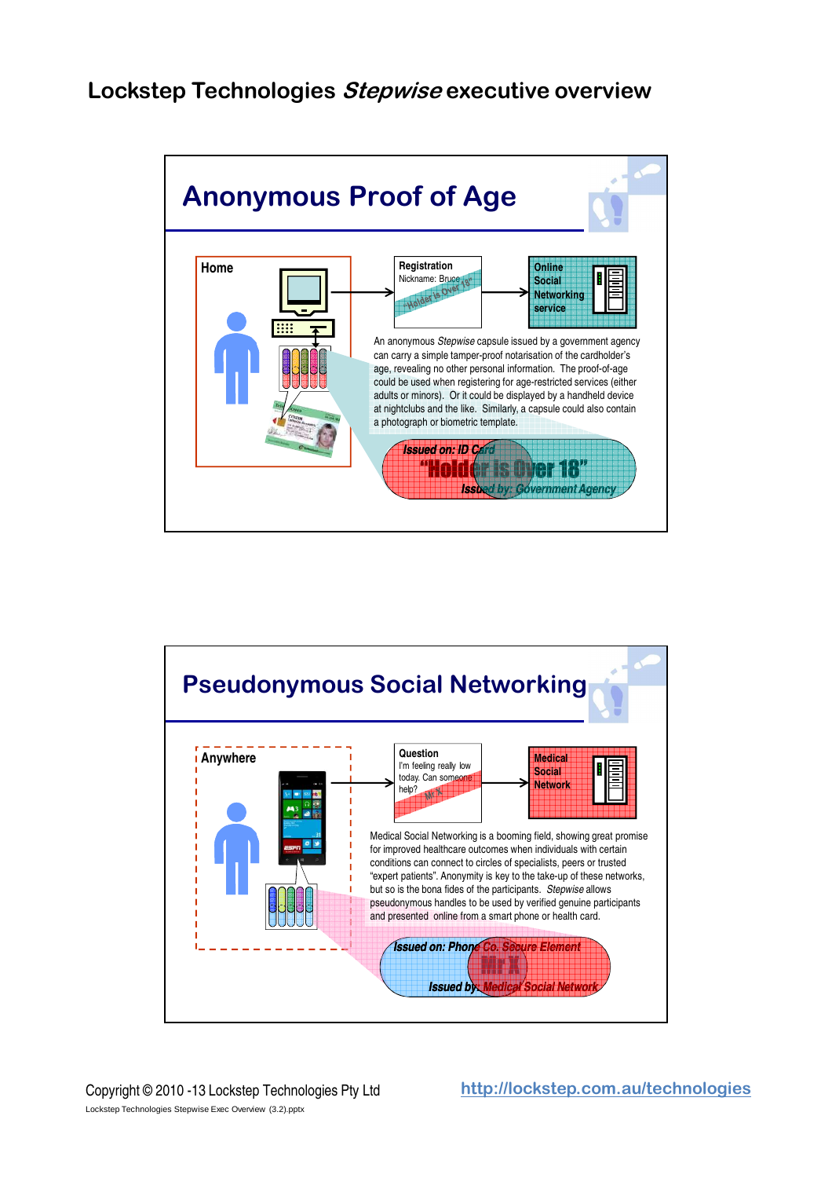# Lockstep Technologies *Stepwise* executive overview

## Anonymous Proof of Age

Home

Registration
Nickname: Bruce
"Holder is Over 18"

Online Social Networking service

An anonymous *Stepwise* capsule issued by a government agency can carry a simple tamper-proof notarisation of the cardholder's age, revealing no other personal information. The proof-of-age could be used when registering for age-restricted services (either adults or minors). Or it could be displayed by a handheld device at nightclubs and the like. Similarly, a capsule could also contain a photograph or biometric template.

Issued on: ID Card
"Holder is Over 18"
Issued by: Government Agency

## Pseudonymous Social Networking

Anywhere

Question
I'm feeling really low today. Can someone help?
Mr X

Medical Social Network

Medical Social Networking is a booming field, showing great promise for improved healthcare outcomes when individuals with certain conditions can connect to circles of specialists, peers or trusted "expert patients". Anonymity is key to the take-up of these networks, but so is the bona fides of the participants. *Stepwise* allows pseudonymous handles to be used by verified genuine participants and presented online from a smart phone or health card.

Issued on: Phone Co. Secure Element
Mr X
Issued by: Medical Social Network

Copyright © 2010 -13 Lockstep Technologies Pty Ltd

http://lockstep.com.au/technologies

Lockstep Technologies Stepwise Exec Overview (3.2).pptx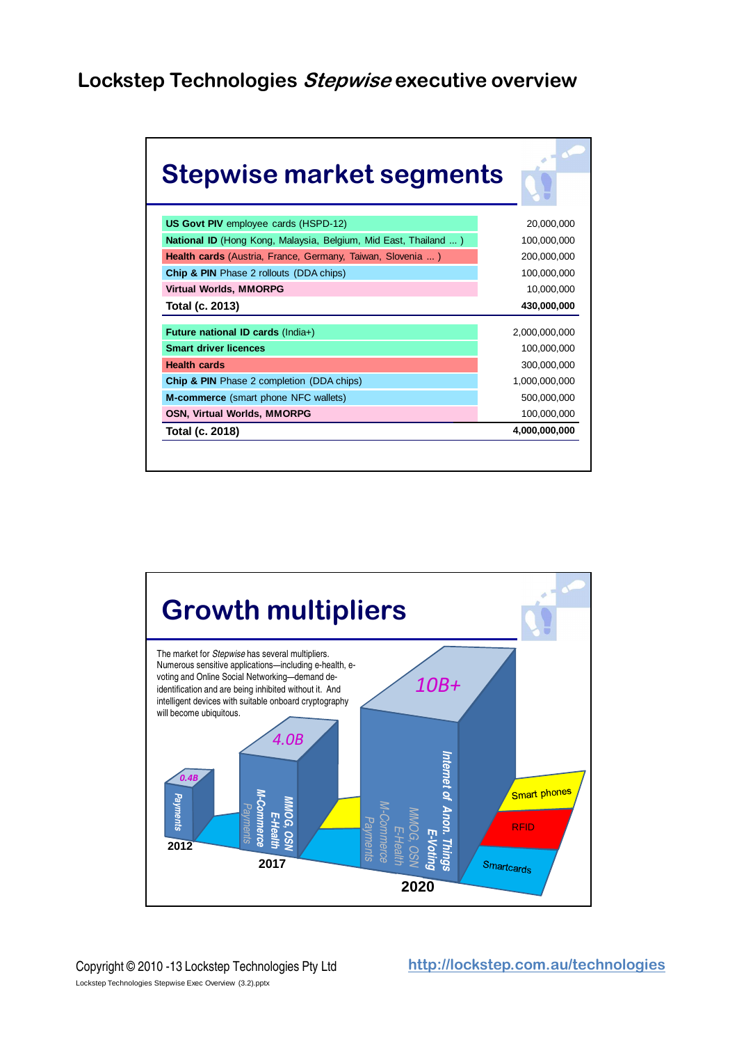# Lockstep Technologies *Stepwise* executive overview

## Stepwise market segments

| Segment | Volume |
|---|---|
| **US Govt PIV** employee cards (HSPD-12) | 20,000,000 |
| **National ID** (Hong Kong, Malaysia, Belgium, Mid East, Thailand ... ) | 100,000,000 |
| **Health cards** (Austria, France, Germany, Taiwan, Slovenia ... ) | 200,000,000 |
| **Chip & PIN** Phase 2 rollouts (DDA chips) | 100,000,000 |
| **Virtual Worlds, MMORPG** | 10,000,000 |
| **Total (c. 2013)** | **430,000,000** |
| **Future national ID cards** (India+) | 2,000,000,000 |
| **Smart driver licences** | 100,000,000 |
| **Health cards** | 300,000,000 |
| **Chip & PIN** Phase 2 completion (DDA chips) | 1,000,000,000 |
| **M-commerce** (smart phone NFC wallets) | 500,000,000 |
| **OSN, Virtual Worlds, MMORPG** | 100,000,000 |
| **Total (c. 2018)** | **4,000,000,000** |

## Growth multipliers

The market for *Stepwise* has several multipliers. Numerous sensitive applications—including e-health, e-voting and Online Social Networking—demand de-identification and are being inhibited without it. And intelligent devices with suitable onboard cryptography will become ubiquitous.

- 2012: 0.4B — Payments
- 2017: 4.0B — MMOG, OSN; E-Health; M-Commerce; Payments
- 2020: 10B+ — Internet of Anon. Things; E-Voting; MMOG, OSN; E-Health; M-Commerce; Payments

Smart phones / RFID / Smartcards

Copyright © 2010 -13 Lockstep Technologies Pty Ltd

http://lockstep.com.au/technologies

Lockstep Technologies Stepwise Exec Overview (3.2).pptx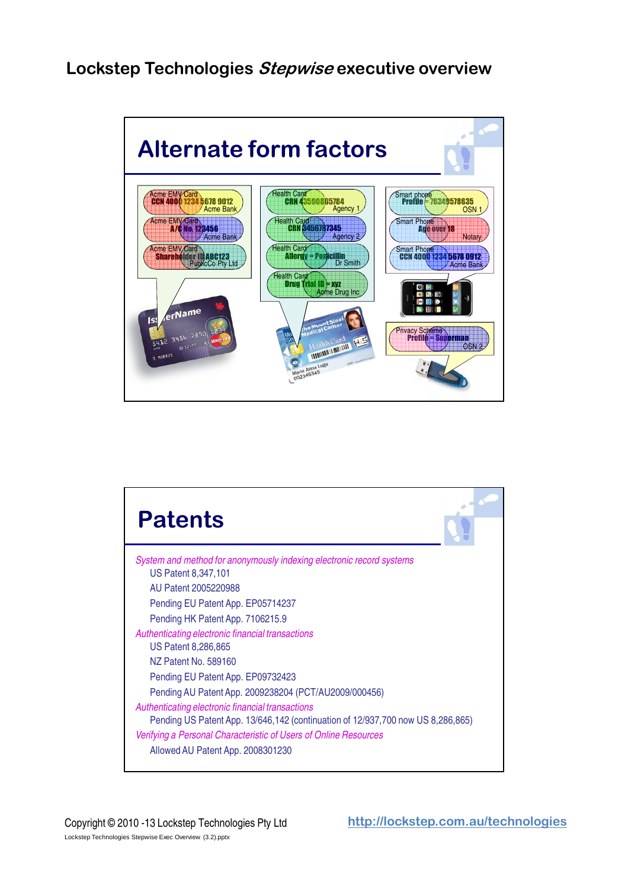# Lockstep Technologies *Stepwise* executive overview

## Alternate form factors

Acme EMV Card
CCN 4000 1234 5678 9012
Acme Bank

Acme EMV Card
A/C No. 123456
Acme Bank

Acme EMV Card
Shareholder ID ABC123
PublicCo Pty Ltd

Health Card
CRN 43590065784
Agency 1

Health Card
CRN 3456787345
Agency 2

Health Card
Allergy = Penicillin
Dr Smith

Health Card
Drug Trial ID = xyz
Acme Drug Inc

Smart phone
Profile = 76349578635
OSN 1

Smart Phone
Age over 18
Notary

Smart Phone
CCN 4000 1234 5678 0912
Acme Bank

Privacy Scheme
Profile = Superman
OSN 2

## Patents

*System and method for anonymously indexing electronic record systems*

- US Patent 8,347,101
- AU Patent 2005220988
- Pending EU Patent App. EP05714237
- Pending HK Patent App. 7106215.9

*Authenticating electronic financial transactions*

- US Patent 8,286,865
- NZ Patent No. 589160
- Pending EU Patent App. EP09732423
- Pending AU Patent App. 2009238204 (PCT/AU2009/000456)

*Authenticating electronic financial transactions*

- Pending US Patent App. 13/646,142 (continuation of 12/937,700 now US 8,286,865)

*Verifying a Personal Characteristic of Users of Online Resources*

- Allowed AU Patent App. 2008301230

Copyright © 2010 -13 Lockstep Technologies Pty Ltd

http://lockstep.com.au/technologies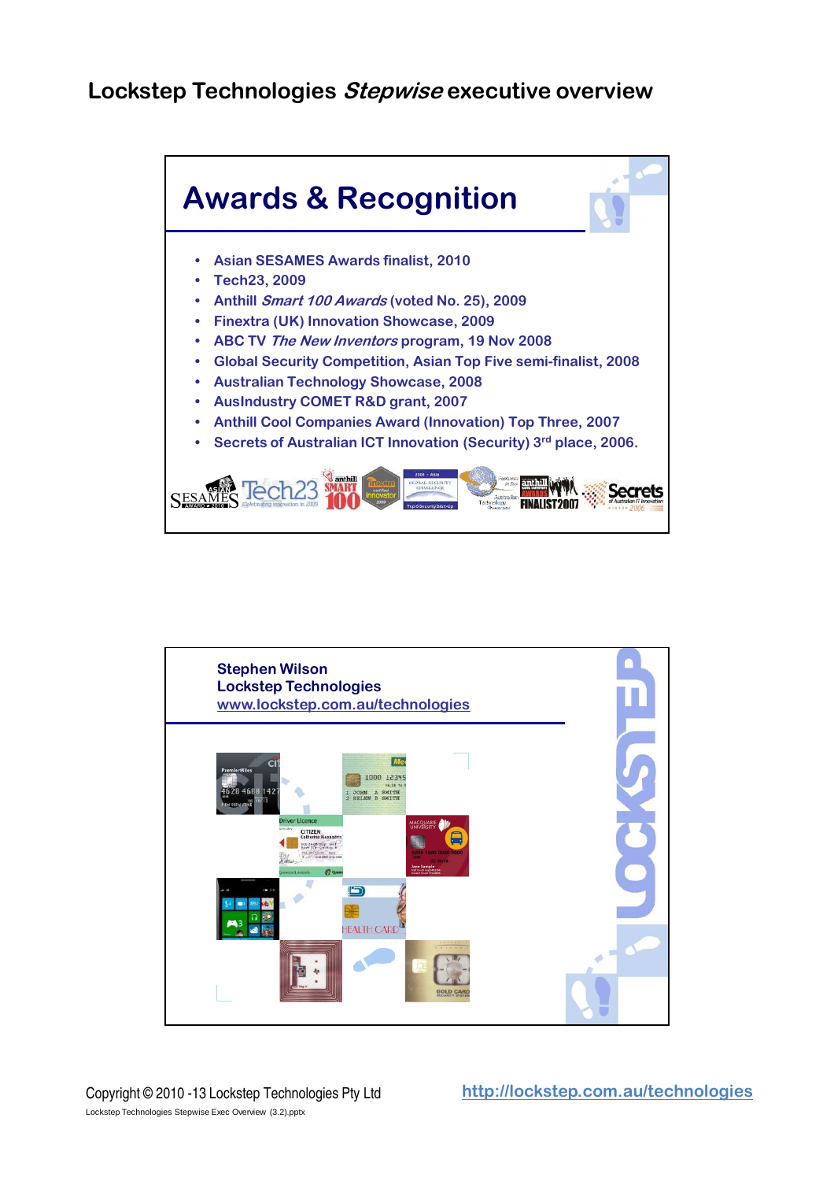# Lockstep Technologies *Stepwise* executive overview

## Awards & Recognition

- Asian SESAMES Awards finalist, 2010
- Tech23, 2009
- Anthill *Smart 100 Awards* (voted No. 25), 2009
- Finextra (UK) Innovation Showcase, 2009
- ABC TV *The New Inventors* program, 19 Nov 2008
- Global Security Competition, Asian Top Five semi-finalist, 2008
- Australian Technology Showcase, 2008
- AusIndustry COMET R&D grant, 2007
- Anthill Cool Companies Award (Innovation) Top Three, 2007
- Secrets of Australian ICT Innovation (Security) 3rd place, 2006.

**Stephen Wilson**
**Lockstep Technologies**
www.lockstep.com.au/technologies

Copyright © 2010 -13 Lockstep Technologies Pty Ltd

http://lockstep.com.au/technologies